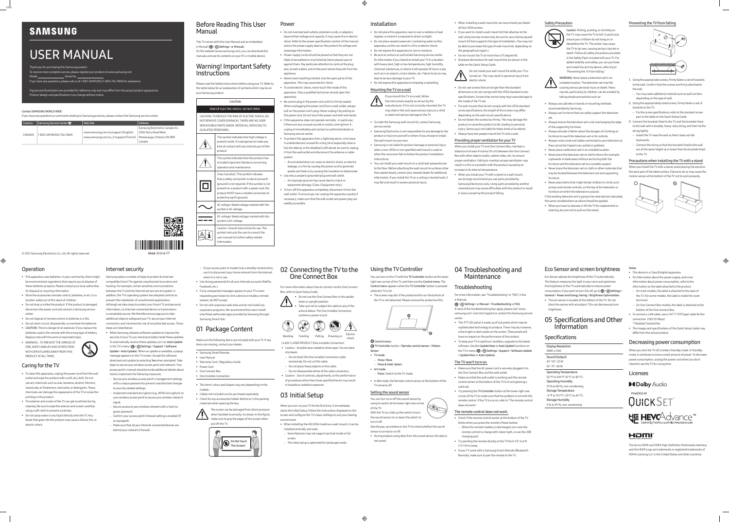# SAMSUNG

# USER MANUAL

Thank you for purchasing this Samsung product.
To receive more complete service, please register your product at www.samsung.com
Model _______________ Serial No. _______________
If you have any questions, please call us at 1-800-SAMSUNG (1-800-726-7864) for assistance.

Figures and illustrations are provided for reference only and may differ from the actual product appearance. Product design and specifications may change without notice.

### Contact SAMSUNG WORLD WIDE

If you have any questions or comments relating to Samsung products, please contact the Samsung service center.

| Country | Samsung Service Center | Web Site | Address |
|---|---|---|---|
| CANADA | 1-800-SAMSUNG (726-7864) | www.samsung.com/ca/support (English)<br>www.samsung.com/ca_fr/support (French) | Samsung Electronics Canada Inc.<br>2050 Derry Road West<br>Mississauga, Ontario L5N 0B9<br>Canada |

© 2021 Samsung Electronics Co., Ltd. All rights reserved.

BN68-12151A-00

## Before Reading This User Manual

This TV comes with this User Manual and an embedded e-Manual ( > Settings > e-Manual).
On the website (www.samsung.com), you can download the manuals and see its contents on your PC or mobile device.

## Warning! Important Safety Instructions

Please read the Safety Instructions before using your TV. Refer to the table below for an explanation of symbols which may be on your Samsung product.

| CAUTION | |
|---|---|
| RISK OF ELECTRIC SHOCK. DO NOT OPEN. | |
| CAUTION: TO REDUCE THE RISK OF ELECTRIC SHOCK, DO NOT REMOVE COVER (OR BACK). THERE ARE NO USER SERVICEABLE PARTS INSIDE. REFER ALL SERVICING TO QUALIFIED PERSONNEL. | |
| | This symbol indicates that high voltage is present inside. It is dangerous to make any kind of contact with any internal part of this product. |
| | This symbol indicates that this product has included important literature concerning operation and maintenance. |
| | Class II product: This symbol indicates that a safety connection to electrical earth (ground) is not required. If this symbol is not present on a product with a power cord, the product MUST have a reliable connection to protective earth (ground). |
| | AC voltage: Rated voltage marked with this symbol is AC voltage. |
| | DC voltage: Rated voltage marked with this symbol is DC voltage. |
| | Caution. Consult instructions for use: This symbol instructs the user to consult the user manual for further safety related information. |

## Power

- Do not overload wall outlets, extension cords, or adaptors beyond their voltage and capacity. It may cause fire or electric shock. Refer to the power specifications section of the manual and/or the power supply label on the product for voltage and amperage information.
- Power-supply cords should be placed so that they are not likely to be walked on or pinched by items placed upon or against them. Pay particular attention to cords at the plug end, at wall outlets, and at the point where they exit from the appliance.
- Never insert anything metallic into the open parts of this apparatus. This may cause electric shock.
- To avoid electric shock, never touch the inside of this apparatus. Only a qualified technician should open this apparatus.
- Be sure to plug in the power cord until it is firmly seated. When unplugging the power cord from a wall outlet, always pull on the power cord's plug. Never unplug it by pulling on the power cord. Do not touch the power cord with wet hands.
- If this apparatus does not operate normally - in particular, if there are any unusual sounds or smells coming from it - unplug it immediately and contact an authorized dealer or Samsung service center.
- To protect this apparatus from a lightning storm, or to leave it unattended and unused for a long time (especially when a kid, the elderly, or the disabled is left alone), be sure to unplug it from the wall outlet and disconnect the antenna or cable system.
  – Accumulated dust can cause an electric shock, an electric leakage, or a fire by causing the power cord to generate sparks and heat or by causing the insulation to deteriorate.
- Use only a properly grounded plug and wall outlet.
  – An improper ground may cause electric shock or equipment damage. (Class l Equipment only.)
- To turn off this apparatus completely, disconnect it from the wall outlet. To ensure you can unplug this apparatus quickly if necessary, make sure that the wall outlet and power plug are readily accessible.

## Installation

- Do not place this apparatus near or over a radiator or heat register, or where it is exposed to direct sunlight.
- Do not place vessels (vases etc.) containing water on this apparatus, as this can result in a fire or electric shock.
- Do not expose this apparatus to rain or moisture.
- Be sure to contact an authorized Samsung service center for information if you intend to install your TV in a location with heavy dust, high or low temperatures, high humidity, chemical substances, or where it will operate 24 hours a day such as in an airport, a train station, etc. Failure to do so may lead to serious damage to your TV.
- Do not expose this apparatus to dripping or splashing.

### Mounting the TV on a wall

If you mount this TV on a wall, follow the instructions exactly as set out by the manufacturer. If it is not correctly mounted, the TV may slide or fall and cause serious injury to a child or adult and serious damage to the TV.

- To order the Samsung wall mount kit, contact Samsung service center.
- Samsung Electronics is not responsible for any damage to the product or injury to yourself or others if you choose to install the wall mount on your own.
- Samsung is not liable for product damage or personal injury when a non-VESA or non-specified wall mount is used or when the consumer fails to follow the product installation instructions.
- You can install your wall mount on a solid wall perpendicular to the floor. Before attaching the wall mount to surfaces other than plaster board, contact your nearest dealer for additional information. If you install the TV on a ceiling or slanted wall, it may fall and result in severe personal injury.
- When installing a wall mount kit, we recommend you fasten all four VESA screws.
- If you want to install a wall mount kit that attaches to the wall using two top screws only, be sure to use a Samsung wall mount kit that supports this type of installation. (You may not be able to purchase this type of wall mount kit, depending on the geographical region.)
- Do not mount the TV at more than a 15 degree tilt.
- Standard dimensions for wall mount kits are shown in the table on the Quick Setup Guide.

Do not install your wall mount kit while your TV is turned on. This may result in personal injury from electric shock.

- Do not use screws that are longer than the standard dimension or do not comply with the VESA standard screw specifications. Screws that are too long may cause damage to the inside of the TV set.
- For wall mounts that do not comply with the VESA standard screw specifications, the length of the screws may differ depending on the wall mount specifications.
- Do not fasten the screws too firmly. This may damage the product or cause the product to fall, leading to personal injury. Samsung is not liable for these kinds of accidents.
- Always have two people mount the TV onto a wall.

### Providing proper ventilation for your TV

When you install your TV and One Connect Box, maintain a distance of at least 4 inches (10 cm) between the One Connect Box with other objects (walls, cabinet sides, etc.) to ensure proper ventilation. Failing to maintain proper ventilation may result in a fire or a problem with the product caused by an increase in its internal temperature.

- When you install your TV with a stand or a wall mount, we strongly recommend you use parts provided by Samsung Electronics only. Using parts provided by another manufacturer may cause difficulties with the product or result in injury caused by the product falling.

### Safety Precaution

Caution: Pulling, pushing, or climbing on the TV may cause the TV to fall. In particular, ensure your children do not hang on or destabilize the TV. This action may cause the TV to tip over, causing serious injuries or death. Follow all safety precautions provided in the Safety Flyer included with your TV. For added stability and safety, you can purchase and install the anti-tip device, referring to "Preventing the TV from falling."

WARNING: Never place a television set in an unstable location. The television set may fall, causing serious personal injury or death. Many injuries, particularly to children, can be avoided by taking simple precautions such as:

- Always use cabinets or stands or mounting methods recommended by Samsung.
- Always use furniture that can safely support the television set.
- Always ensure the television set is not overhanging the edge of the supporting furniture.
- Always educate children about the dangers of climbing on furniture to reach the television set or its controls.
- Always route cords and cables connected to your television so they cannot be tripped over, pulled or grabbed.
- Never place a television set in an unstable location.
- Never place the television set on tall furniture (for example, cupboards or bookcases) without anchoring both the furniture and the television set to a suitable support.
- Never place the television set on cloth or other materials that may be located between the television set and supporting furniture.
- Never place items that might tempt children to climb, such as toys and remote controls, on the top of the television or furniture on which the television is placed.

If the existing television set is going to be retained and relocated, the same considerations as above should be applied.

- When you have to relocate or lift the TV for replacement or cleaning, be sure not to pull out the stand.

### Preventing the TV from falling

1. Using the appropriate screws, firmly fasten a set of brackets to the wall. Confirm that the screws are firmly attached to the wall.
   – You may need additional material such as wall anchors depending on the type of wall.
2. Using the appropriately sized screws, firmly fasten a set of brackets to the TV.
   – For the screw specifications, refer to the standard screw part in the table on the Quick Setup Guide.
3. Connect the brackets fixed to the TV and the brackets fixed to the wall with a durable, heavy-duty string, and then tie the string tightly.
   – Install the TV near the wall so that it does not fall backwards.
   – Connect the string so that the brackets fixed to the wall are at the same height as or lower than the brackets fixed to the TV.

### Precautions when installing the TV with a stand

When you install the TV with a stand, avoid placing the stand on the back part of the table surface. Failure to do so may cause the motion sensor at the bottom of the TV not to work properly.

## Operation

- This apparatus uses batteries. In your community, there might be environmental regulations that require you to dispose of these batteries properly. Please contact your local authorities for disposal or recycling information.
- Store the accessories (remote control, batteries, or etc.) in a location safely out of the reach of children.
- Do not drop or strike the product. If the product is damaged, disconnect the power cord and contact a Samsung service center.
- Do not dispose of remote control or batteries in a fire.
- Do not short-circuit, disassemble, or overheat the batteries.
- CAUTION: There is danger of an explosion if you replace the batteries used in the remote with the wrong type of battery. Replace only with the same or equivalent type.
- WARNING - TO PREVENT THE SPREAD OF FIRE, KEEP CANDLES AND OTHER ITEMS WITH OPEN FLAMES AWAY FROM THIS PRODUCT AT ALL TIMES.

## Caring for the TV

- To clean this apparatus, unplug the power cord from the wall outlet and wipe the product with a soft, dry cloth. Do not use any chemicals such as wax, benzene, alcohol, thinners, insecticide, air fresheners, lubricants, or detergents. These chemicals can damage the appearance of the TV or erase the printing on the product.
- The exterior and screen of the TV can get scratched during cleaning. Be sure to wipe the exterior and screen carefully using a soft cloth to prevent scratches.
- Do not spray water or any liquid directly onto the TV. Any liquid that goes into the product may cause a failure, fire, or electric shock.

## Internet security

Samsung takes a number of steps to protect its Internet-compatible Smart TVs against unauthorized incursions and hacking. For example, certain sensitive communications between the TV and the Internet servers are encrypted. In addition, the TV's operating system has adopted controls to prevent the installation of unauthorized applications.
Although we take steps to protect your Smart TV and personal information, no Internet-connected device or transmission is completely secure. We therefore encourage you to take additional steps to safeguard your TV, secure your Internet connection, and minimize the risk of unauthorized access. These steps are listed below:

- When Samsung releases software updates to improve the security of your TV, you should promptly install these updates. To automatically receive these updates, turn on Auto Update in the TV's menu ( > Settings > Support > Software Update > Auto Update). When an update is available, a popup message appears on the TV screen. Accept the software download and update by selecting Yes when prompted. Take steps to secure your wireless access point and network. Your access point's manual should provide additional details about how to implement the following measures:
  – Secure your wireless access point's management settings with a unique password to prevent unauthorized changes to security related settings.
  – Implement standard encryption (e.g., WPA2 encryption) on your wireless access point to secure your wireless network signal.
  – Secure access to your wireless network with a hard-to-guess password.
  – Confirm your access point's firewall setting is enabled (if so equipped).
  – Make sure that all your Internet-connected devices are behind your network's firewall.
  – If your access point or modem has a standby mode button, use it to disconnect your home network from the Internet when it is not in use.
- Use strong passwords for all your Internet accounts (Netflix, Facebook, etc.).
- If any unexpected messages appear on your TV screen requesting permission to link a device or enable a remote session, do NOT accept.
- Do not visit suspicious web sites and do not install any suspicious programs. We recommend that users install only those authorized apps provided by Samsung through Samsung Smart Hub.

## 01 Package Content

Make sure the following items are included with your TV. If any items are missing, contact your dealer.

- Samsung Smart Remote
- User Manual
- Warranty Card / Regulatory Guide
- Power Cord
- One Connect Box
- One Invisible Connection

- The items' colors and shapes may vary depending on the models.
- Cables not included can be purchased separately.
- Check for any accessories hidden behind or in the packing materials when opening the box.

The screen can be damaged from direct pressure when handled incorrectly. As shown in the figure, make sure to grip the edges of the screen when you lift the TV.

Do Not Touch This Screen!

## 02 Connecting the TV to the One Connect Box

For more information about how to connect via the One Connect Box, refer to Quick Setup Guide.

- Do not use the One Connect Box in the upside-down or upright position.
- Take care not to subject the cable to any of the actions below. The One Invisible Connection contains a power circuit.

Bending | Twisting | Pulling | Pressing on | Electric shock

CLASS 1 LASER PRODUCT (One Invisible Connection)

- Caution - Invisible laser radiation when open. Do not stare into beam.
  – Do not bend the One Invisible Connection cable excessively. Do not cut the cable.
  – Do not place heavy objects on the cable.
  – Do not disassemble either of the cable connectors.
- Caution - Use of controls, adjustments, or the performance of procedures other than those specified herein may result in hazardous radiation exposure.

## 03 Initial Setup

When you turn on your TV for the first time, it immediately starts the Initial Setup. Follow the instructions displayed on the screen and configure the TV's basic settings to suit your viewing environment.

- When installing the 43LS03A model as a wall mount, it can be installed vertically and used.
  – Some features may not support portrait mode or full screen.
  – The initial setup is optimized for landscape mode.

## Using the TV Controller

You can turn on the TV with the TV Controller button at the lower right rear corner of the TV, and then use the Control menu. The Control menu appears when the TV Controller button is pressed while the TV is On.

- The screen may dim if the protective film on the bottom of the TV is not detached. Please remove the protective film.

A Control menu
B TV Controller button / Remote control sensor / Motion Sensor

- TV mode
  – Press: Move
  – Press & Hold: Select
- Art mode
  – Press: Switch to the TV mode.
- In Art mode, the Remote control sensor at the bottom of the TV remains off.

### Setting the sound sensor

You can turn on or off the sound sensor by using its switch at the lower right rear corner of the TV.
With the TV on, slide up the switch to turn on the sound sensor and on or down the switch to turn it off.
See the pop-up window on the TV to check whether the sound sensor is turned on or off.

- During analysis using data from the sound sensor, the data is not saved.

## 04 Troubleshooting and Maintenance

### Troubleshooting

For more information, see "Troubleshooting" or "FAQ" in the e-Manual.
 > Settings > e-Manual > Troubleshooting or FAQ
If none of the troubleshooting tips apply, please visit "www.samsung.com" and click Support or contact the Samsung service center.

- This TFT LED panel is made up of sub pixels which require sophisticated technology to produce. There may be, however, a few bright or dark pixels on the screen. These pixels will have no impact on the performance of the product.
- To keep your TV in optimum condition, upgrade to the latest software. Use the Update Now or Auto Update functions on the TV's menu ( > Settings > Support > Software Update > Update Now or Auto Update).

### The TV won't turn on.

- Make sure that the AC power cord is securely plugged in to the One Connect Box and the wall outlet.
- Make sure that the wall outlet is working and the remote control sensor at the bottom of the TV is lit and glowing a solid red.
- Try pressing the TV Controller button at the lower right rear corner of the TV to make sure that the problem is not with the remote control. If the TV turns on, refer to "The remote control does not work."

### The remote control does not work.

- Check if the remote control sensor at the bottom of the TV blinks when you press the remote's Power button.
  – When the remote's battery is discharged, turn over the remote control to charge with indoor light, or use the USB charging port.
- Try pointing the remote directly at the TV from 5 ft. to 6 ft. (1.5-1.8 m) away.
- If your TV came with a Samsung Smart Remote (Bluetooth Remote), make sure to pair the remote to the TV.

## Eco Sensor and screen brightness

Eco Sensor adjusts the brightness of the TV automatically. This feature measures the light in your room and optimizes the brightness of the TV automatically to reduce power consumption. If you want to turn this off, go to  > Settings > General > Power and Energy Saving > Brightness Optimization.

- The eco sensor is located at the bottom of the TV. Do not block the sensor with any object. This can decrease picture brightness.

## 05 Specifications and Other Information

### Specifications

| | |
|---|---|
| Display Resolution | 3840 x 2160 |
| Sound (Output) | 43"-50": 20 W<br>55"-75": 40 W |
| Operating Temperature | 50 °F to 104 °F (10 °C to 40 °C) |
| Operating Humidity | 10 % to 80 %, non-condensing |
| Storage Temperature | -4 °F to 113 °F (-20 °C to 45 °C) |
| Storage Humidity | 5 % to 95 %, non-condensing |

### Notes

- This device is a Class B digital apparatus.
- For information about the power supply, and more information about power consumption, refer to the information on the label attached to the product.
  – On most models, the label is attached to the back of the TV. (On some models, the label is inside the cover terminal.)
  – On One Connect Box models, the label is attached to the bottom of the One Connect Box.
- To connect a LAN cable, use a CAT 7 (*STP type) cable for the connection. (100/10 Mbps)
  * Shielded Twisted Pair
- The images and specifications of the Quick Setup Guide may differ from the actual product.

## Decreasing power consumption

When you shut the TV off, it enters Standby mode. In Standby mode, it continues to draw a small amount of power. To decrease power consumption, unplug the power cord when you don't intend to use the TV for a long time.

## Licenses

Dolby Audio

POWERED BY QUICKSET

HEVC Advance — Covered by Patents at patentlist.hevcadvance.com

HDMI

The terms HDMI and HDMI High-Definition Multimedia Interface, and the HDMI Logo are trademarks or registered trademarks of HDMI Licensing LLC in the United States and other countries.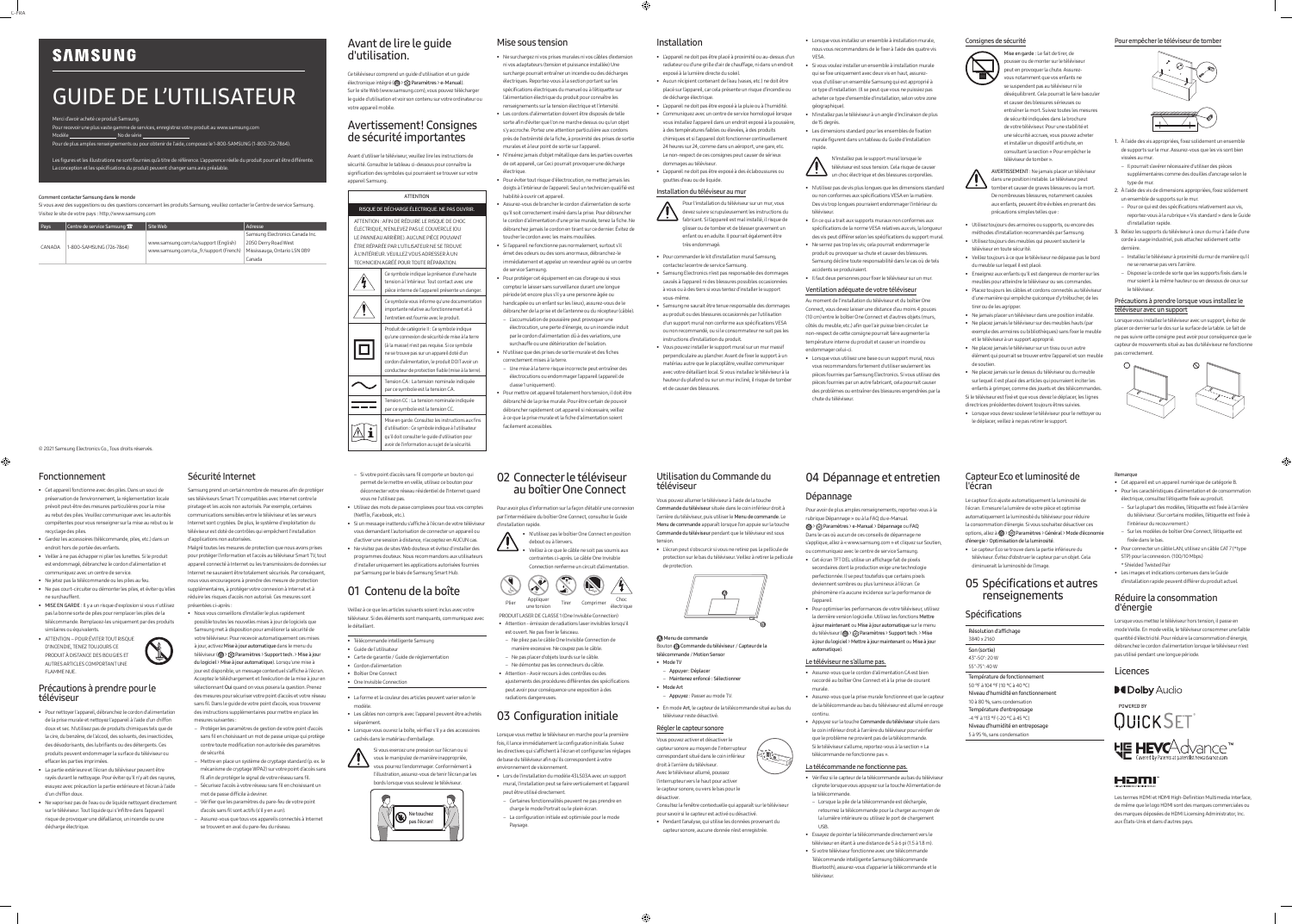# SAMSUNG

# GUIDE DE L'UTILISATEUR

Merci d'avoir acheté ce produit Samsung.
Pour recevoir une plus vaste gamme de services, enregistrez votre produit au www.samsung.com
Modèle ______________ No de série ______________
Pour de plus amples renseignements ou pour obtenir de l'aide, composez le 1-800-SAMSUNG (1-800-726-7864).

Les figures et les illustrations ne sont fournies qu'à titre de référence. L'apparence réelle du produit pourrait être différente. La conception et les spécifications du produit peuvent changer sans avis préalable.

**Comment contacter Samsung dans le monde**
Si vous avez des suggestions ou des questions concernant les produits Samsung, veuillez contacter le Centre de service Samsung.
Visitez le site de votre pays : http://www.samsung.com

| Pays | Centre de service Samsung ☎ | Site Web | Adresse |
|---|---|---|---|
| CANADA | 1-800-SAMSUNG (726-7864) | www.samsung.com/ca/support (English) www.samsung.com/ca_fr/support (French) | Samsung Electronics Canada Inc. 2050 Derry Road West Mississauga, Ontario L5N 0B9 Canada |

© 2021 Samsung Electronics Co., Tous droits réservés.

## Avant de lire le guide d'utilisation.

Ce téléviseur comprend un guide d'utilisation et un guide électronique intégré (⌂ > ⚙ Paramètres > e-Manual). Sur le site Web (www.samsung.com), vous pouvez télécharger le guide d'utilisation et voir son contenu sur votre ordinateur ou votre appareil mobile.

## Avertissement! Consignes de sécurité importantes

Avant d'utiliser le téléviseur, veuillez lire les instructions de sécurité. Consultez le tableau ci-dessous pour connaître la signification des symboles qui pourraient se trouver sur votre appareil Samsung.

| ATTENTION | |
|---|---|
| RISQUE DE DÉCHARGE ÉLECTRIQUE. NE PAS OUVRIR. | |
| ATTENTION : AFIN DE RÉDUIRE LE RISQUE DE CHOC ÉLECTRIQUE, N'ENLEVEZ PAS LE COUVERCLE (OU LE PANNEAU ARRIÈRE). AUCUNE PIÈCE POUVANT ÊTRE RÉPARÉE PAR L'UTILISATEUR NE SE TROUVE À L'INTÉRIEUR. VEUILLEZ VOUS ADRESSER À UN TECHNICIEN AGRÉÉ POUR TOUTE RÉPARATION. | |
| ⚡ | Ce symbole indique la présence d'une haute tension à l'intérieur. Tout contact avec une pièce interne de l'appareil présente un danger. |
| ⚠ | Ce symbole vous informe qu'une documentation importante relative au fonctionnement et à l'entretien est fournie avec le produit. |
| ⧈ | Produit de catégorie II : Ce symbole indique qu'une connexion de sécurité de mise à la terre (à la masse) n'est pas requise. Si ce symbole ne se trouve pas sur un appareil doté d'un cordon d'alimentation, le produit DOIT avoir un conducteur de protection fiable (mise à la terre). |
| ∿ | Tension CA : La tension nominale indiquée par ce symbole est la tension CA. |
| ⎓ | Tension CC : La tension nominale indiquée par ce symbole est la tension CC. |
| ⚠ i | Mise en garde. Consultez les instructions aux fins d'utilisation : Ce symbole indique à l'utilisateur qu'il doit consulter le guide d'utilisation pour avoir de l'information au sujet de la sécurité. |

## Mise sous tension

- Ne surchargez ni vos prises murales ni vos câbles d'extension ni vos adaptateurs (tension et puissance installée) Une surcharge pourrait entraîner un incendie ou des décharges électriques. Reportez-vous à la section portant sur les spécifications électriques du manuel ou à l'étiquette sur l'alimentation électrique du produit pour connaître les renseignements sur la tension électrique et l'intensité.
- Les cordons d'alimentation doivent être disposés de telle sorte afin d'éviter que l'on ne marche dessus ou qu'un objet s'y accroche. Portez une attention particulière aux cordons près de l'extrémité de la fiche, à proximité des prises de sortie murales et à leur point de sortie sur l'appareil.
- N'insérez jamais d'objet métallique dans les parties ouvertes de cet appareil, car Ceci pourrait provoquer une décharge électrique.
- Pour éviter tout risque d'électrocution, ne mettez jamais les doigts à l'intérieur de l'appareil. Seul un technicien qualifié est habilité à ouvrir cet appareil.
- Assurez-vous de brancher le cordon d'alimentation de sorte qu'il soit correctement inséré dans la prise. Pour débrancher le cordon d'alimentation d'une prise murale, tenez la fiche. Ne débranchez jamais le cordon en tirant sur ce dernier. Évitez de toucher le cordon avec les mains mouillées.
- Si l'appareil ne fonctionne pas normalement, surtout s'il émet des odeurs ou des sons anormaux, débranchez-le immédiatement et appelez un revendeur agréé ou un centre de service Samsung.
- Pour protéger cet équipement en cas d'orage ou si vous comptez le laisser sans surveillance durant une longue période (et encore plus s'il y a une personne âgée ou handicapée ou un enfant sur les lieux), assurez-vous de le débrancher de la prise et de l'antenne ou du récepteur (câble).
  - L'accumulation de poussière peut provoquer une électrocution, une perte d'énergie, ou un incendie induit par le cordon d'alimentation dû à des variations, une surchauffe ou une détérioration de l'isolation.
- N'utilisez que des prises de sortie murale et des fiches correctement mises à la terre.
  - Une mise à la terre inadéquate peut entraîner des électrocutions ou endommager l'appareil (appareil de classe I uniquement).
- Pour mettre cet appareil totalement hors tension, il doit être débranché de la prise murale. Pour être certain de pouvoir débrancher rapidement cet appareil si nécessaire, veillez à ce que la prise murale et la fiche d'alimentation soient facilement accessibles.

## Installation

- L'appareil ne doit pas être placé à proximité ou au-dessus d'un radiateur ou d'une grille d'air de chauffage, ni dans un endroit exposé à la lumière directe du soleil.
- Aucun récipient contenant de l'eau (vases, etc.) ne doit être placé sur l'appareil, car cela présente un risque d'incendie ou de décharge électrique.
- L'appareil ne doit pas être exposé à la pluie ou à l'humidité.
- Communiquez avec un centre de service homologué lorsque vous installez l'appareil dans un endroit exposé à la poussière, à des températures faibles ou élevées, à des produits chimiques et si l'appareil doit fonctionner continuellement 24 heures sur 24, comme dans un aéroport, une gare, etc. Le non-respect de ces consignes peut causer de sérieux dommages au téléviseur.
- L'appareil ne doit pas être exposé à des éclaboussures ou gouttes d'eau ou de liquide.

### Installation du téléviseur au mur

Pour l'installation du téléviseur sur un mur, vous devez suivre scrupuleusement les instructions du fabricant. S'il appareil est mal installé, il risque de glisser ou de tomber et de blesser gravement un enfant ou un adulte. Il pourrait également être très endommagé.

- Pour commander le kit d'installation mural Samsung, contactez la centre de service Samsung.
- Samsung Electronics n'est pas responsable des dommages causés à l'appareil ni des blessures possibles occasionnées à vous ou à des tiers si vous tentez d'installer le support vous-même.
- Samsung ne saurait être tenue responsable des dommages au produit ou des blessures occasionnées par l'utilisation d'un support mural non conforme aux spécifications VESA ou non recommandé, ou si le consommateur ne suit pas les instructions d'installation du produit.
- Vous pouvez installer le support mural sur un mur massif perpendiculaire au plancher. Avant de fixer le support à un matériau autre que le placoplâtre, veuillez communiquer avec votre détaillant local. Si vous installez le téléviseur à la hauteur du plafond ou sur un mur incliné, il risque de tomber et de causer des blessures.
- Lorsque vous installez un ensemble à installation murale, nous vous recommandons de le fixer à l'aide des quatre vis VESA.
- Si vous voulez installer un ensemble à installation murale qui se fixe uniquement avec deux vis en haut, assurez-vous d'utiliser un ensemble Samsung qui est approprié à ce type d'installation. (Il se peut que vous ne puissiez pas acheter ce type d'ensemble d'installation selon votre zone géographique).
- N'installez pas le téléviseur à un angle d'inclinaison de plus de 15 degrés.
- Les dimensions standard pour les ensembles de fixation murale figurent dans un tableau du Guide d'installation rapide.

N'installez pas le support mural lorsque le téléviseur est sous tension. Cela risque de causer un choc électrique et des blessures corporelles.

- N'utilisez pas de vis plus longues que les dimensions standard ou non conformes aux spécifications VESA en la matière. Des vis trop longues pourraient endommager l'intérieur du téléviseur.
- En ce qui a trait aux supports muraux non conformes aux spécifications de la norme VESA relatives aux vis, la longueur des vis peut différer selon les spécifications du support mural.
- Ne serrez pas trop les vis; cela pourrait endommager le produit ou provoquer sa chute et causer des blessures. Samsung décline toute responsabilité dans le cas où de tels accidents se produiraient.
- Il faut deux personnes pour fixer le téléviseur sur un mur.

### Ventilation adéquate de votre téléviseur

Au moment de l'installation du téléviseur et du boîtier One Connect, vous devez laisser une distance d'au moins 4 pouces (10 cm) entre le boîtier One Connect et d'autres objets (murs, côtés du meuble, etc.) afin que l'air puisse bien circuler. Le non-respect de cette consigne pourrait faire augmenter la température interne du produit et causer un incendie ou endommager celui-ci.

- Lorsque vous utilisez une base ou un support mural, nous vous recommandons fortement d'utiliser seulement les pièces fournies par Samsung Electronics. Si vous utilisez des pièces fournies par un autre fabricant, cela pourrait causer des problèmes ou entraîner des blessures engendrées par la chute du téléviseur.

### Consignes de sécurité

**Mise en garde** : Le fait de tirer, de pousser ou de monter sur le téléviseur peut en provoquer la chute. Assurez-vous notamment que vos enfants ne se suspendent pas au téléviseur ni le déséquilibrent. Cela pourrait le faire basculer et causer des blessures sérieuses ou entraîner la mort. Suivez toutes les mesures de sécurité indiquées dans la brochure de votre téléviseur. Pour une stabilité et une sécurité accrues, vous pouvez acheter et installer un dispositif antichute, en consultant la section « Pour empêcher le téléviseur de tomber ».

**AVERTISSEMENT** : Ne jamais placer un téléviseur dans une position instable. Le téléviseur peut tomber et causer de graves blessures ou la mort. De nombreuses blessures, notamment causées aux enfants, peuvent être évitées en prenant des précautions simples telles que :

- Utilisez toujours des armoires ou supports, ou encore des méthodes d'installation recommandés par Samsung.
- Utilisez toujours des meubles qui peuvent soutenir le téléviseur en toute sécurité.
- Veillez toujours à ce que le téléviseur ne dépasse pas le bord du meuble sur lequel il est placé.
- Enseignez aux enfants qu'il est dangereux de monter sur les meubles pour atteindre le téléviseur ou ses commandes.
- Placez toujours les câbles et cordons connectés au téléviseur d'une manière qui empêche quiconque d'y trébucher, de les tirer ou de les agripper.
- Ne jamais placer un téléviseur dans une position instable.
- Ne placez jamais le téléviseur sur des meubles hauts (par exemple des armoires ou bibliothèques) sans fixer le meuble et le téléviseur à un support approprié.
- Ne placez jamais le téléviseur sur un tissu ou un autre élément qui pourrait se trouver entre l'appareil et son meuble de soutien.
- Ne placez jamais sur le dessus du téléviseur ou du meuble sur lequel il est placé des articles qui pourraient inciter les enfants à grimper, comme des jouets et des télécommandes.

Si le téléviseur est fixé et que vous devez le déplacer, les lignes directrices précédentes doivent toujours êtres suivies.

- Lorsque vous devez soulever le téléviseur pour le nettoyer ou le déplacer, veillez à ne pas retirer le support.

### Pour empêcher le téléviseur de tomber

1. À l'aide des vis appropriées, fixez solidement un ensemble de supports sur le mur. Assurez-vous que les vis sont bien vissées au mur.
   - Il pourrait s'avérer nécessaire d'utiliser des pièces supplémentaires comme des douilles d'ancrage selon le type de mur.
2. À l'aide des vis de dimensions appropriées, fixez solidement un ensemble de supports sur le mur.
   - Pour ce qui est des spécifications relativement aux vis, reportez-vous à la rubrique « Vis standard » dans le Guide d'installation rapide.
3. Reliez les supports du téléviseur à ceux du mur à l'aide d'une corde à usage industriel, puis attachez solidement cette dernière.
   - Installez le téléviseur à proximité du mur de manière qu'il ne se renverse pas vers l'arrière.
   - Disposez la corde de sorte que les supports fixés dans le mur soient à la même hauteur ou en dessous de ceux sur le téléviseur.

### Précautions à prendre lorsque vous installez le téléviseur avec un support

Lorsque vous installez le téléviseur avec un support, évitez de placer or dernier sur le bois sur la surface de la table. Le fait de ne pas suivre cette consigne peut avoir pour conséquence que le capteur de mouvements situé au bas du téléviseur ne fonctionne pas correctement.

## Fonctionnement

- Cet appareil fonctionne avec des piles. Dans un souci de préservation de l'environnement, la réglementation locale prévoit peut-être des mesures particulières pour la mise au rebut des piles. Veuillez communiquer avec les autorités compétentes pour vous renseigner sur la mise au rebut ou le recyclage des piles.
- Gardez les accessoires (télécommande, piles, etc.) dans un endroit hors de portée des enfants.
- Veiller à ne pas échapper ni plier les lunettes. Si le produit est endommagé, débranchez le cordon d'alimentation et communiquez avec un centre de service.
- Ne jetez pas la télécommande ou les piles au feu.
- Ne pas court-circuiter ou démonter les piles, et éviter qu'elles ne surchauffent.
- **MISE EN GARDE** : Il y a un risque d'explosion si vous n'utilisez pas la bonne sorte de piles pour remplacer les piles de la télécommande. Remplacez-les uniquement par des produits similaires ou équivalents.
- ATTENTION – POUR ÉVITER TOUT RISQUE D'INCENDIE, TENEZ TOUJOURS CE PRODUIT À DISTANCE DES BOUGIES ET AUTRES ARTICLES COMPORTANT UNE FLAMME NUE.

## Précautions à prendre pour le téléviseur

- Pour nettoyer l'appareil, débranchez le cordon d'alimentation de la prise murale et nettoyez l'appareil à l'aide d'un chiffon doux et sec. N'utilisez pas de produits chimiques tels que de la cire, du benzène, de l'alcool, des solvants, des insecticides, des désodorisants, des lubrifiants ou des détergents. Ces produits peuvent endommager la surface du téléviseur ou effacer les parties imprimées.
- La partie extérieure et l'écran du téléviseur peuvent être rayés durant le nettoyage. Pour éviter qu'il n'y ait des rayures, essayez avec précaution la partie extérieure et l'écran à l'aide d'un chiffon doux.
- Ne vaporisez pas de l'eau ou de liquide nettoyant directement sur le téléviseur. Tout liquide qui s'infiltre dans l'appareil risque de provoquer une défaillance, un incendie ou une décharge électrique.

## Sécurité Internet

Samsung prend un certain nombre de mesures afin de protéger ses téléviseurs Smart TV compatibles avec Internet contre le piratage et les accès non autorisés. Par exemple, certaines communications sensibles entre le téléviseur et les serveurs Internet sont cryptées. De plus, le système d'exploitation du téléviseur est doté de contrôles qui empêchent l'installation d'applications non autorisées.
Malgré toutes les mesures de protection que nous avons prises pour protéger l'information et l'accès au téléviseur Smart TV, tout appareil connecté à Internet ou les transmissions de données sur Internet ne sauraient être totalement sécurisés. Par conséquent, nous vous encourageons à prendre des mesure de protection supplémentaires, à protéger votre connexion à Internet et à réduire les risques d'accès non autorisé. Ces mesures sont présentées ci-après :

- Nous vous conseillons d'installer le plus rapidement possible toutes les nouvelles mises à jour de logiciels que Samsung met à disposition pour améliorer la sécurité de votre téléviseur. Pour recevoir automatiquement ces mises à jour, activez **Mise à jour automatique** dans le menu du téléviseur (⌂ > ⚙ **Paramètres** > **Support tech.** > **Mise à jour du logiciel** > **Mise à jour automatique**). Lorsqu'une mise à jour est disponible, un message contextuel s'affiche à l'écran. Acceptez le téléchargement et l'exécution de la mise à jour en sélectionnant **Oui** quand on vous posera la question. Prenez des mesures pour sécuriser votre point d'accès et votre réseau sans fil. Dans le guide de votre point d'accès, vous trouverez des instructions supplémentaires pour mettre en place les mesures suivantes :
  - Protéger les paramètres de gestion de votre point d'accès sans fil en choisissant un mot de passe unique qui protège contre toute modification non autorisée des paramètres de sécurité.
  - Mettre en place un système de cryptage standard (p. ex. le mécanisme de cryptage WPA2) sur votre point d'accès sans fil afin de protéger le signal de votre réseau sans fil.
  - Sécurisez l'accès à votre réseau sans fil en choisissant un mot de passe difficile à deviner.
  - Vérifier que les paramètres du pare-feu de votre point d'accès sans fil sont activés (s'il y en a un).
  - Assurez-vous que tous vos appareils connectés à Internet se trouvent en aval du pare-feu du réseau.
  - Si votre point d'accès sans fil comporte un bouton qui permet de le mettre en veille, utilisez ce bouton pour déconnecter votre réseau résidentiel de l'Internet quand vous ne l'utilisez pas.
- Utilisez des mots de passe complexes pour tous vos comptes (Netflix, Facebook, etc.).
- Si un message inattendu s'affiche à l'écran de votre téléviseur vous demandant l'autorisation de connecter un appareil ou d'activer une session à distance, n'acceptez en AUCUN cas.
- Ne visitez pas de sites Web douteux et évitez d'installer des programmes douteux. Nous recommandons aux utilisateurs d'installer uniquement les applications autorisées fournies par Samsung par le biais de Samsung Smart Hub.

# 01 Contenu de la boîte

Veillez à ce que les articles suivants soient inclus avec votre téléviseur. Si des éléments sont manquants, communiquez avec le détaillant.

- Télécommande intelligente Samsung
- Guide de l'utilisateur
- Carte de garantie / Guide de réglementation
- Cordon d'alimentation
- Boîtier One Connect
- One Invisible Connection

- La forme et la couleur des articles peuvent varier selon le modèle.
- Les câbles non compris avec l'appareil peuvent être achetés séparément.
- Lorsque vous ouvrez la boîte, vérifiez s'il y a des accessoires cachés dans le matériau d'emballage.

Si vous exercez une pression sur l'écran ou si vous le manipulez de manière inappropriée, vous pourriez l'endommager. Conformément à l'illustration, assurez-vous de tenir l'écran par les bords lorsque vous soulevez le téléviseur.

Ne touchez pas l'écran!

# 02 Connecter le téléviseur au boîtier One Connect

Pour avoir plus d'information sur la façon d'établir une connexion par l'intermédiaire du boîtier One Connect, consultez le Guide d'installation rapide.

- N'utilisez pas le boîtier One Connect en position debout ou à l'envers.
- Veillez à ce que le câble ne soit pas soumis aux contraintes ci-après. Le câble One Invisible Connection renferme un circuit d'alimentation.

Plier | Appliquer une torsion | Tirer | Comprimer | Choc électrique

PRODUIT LASER DE CLASSE 1 (One Invisible Connection)

- Attention - émission de radiations laser invisibles lorsqu'il est ouvert. Ne pas fixer le faisceau.
  - Ne pliez pas le câble One Invisible Connection de manière excessive. Ne coupez pas le câble.
  - Ne pas placer d'objets lourds sur le câble.
  - Ne démontez pas les connecteurs du câble.
- Attention - Avoir recours à des contrôles ou des ajustements des procédures différentes des spécifications peut avoir pour conséquence une exposition à des radiations dangereuses.

# 03 Configuration initiale

Lorsque vous mettez le téléviseur en marche pour la première fois, il lance immédiatement la configuration initiale. Suivez les directives qui s'affichent à l'écran et configurez les réglages de base du téléviseur afin qu'ils correspondent à votre environnement de visionnement.

- Lors de l'installation du modèle 43LS03A avec un support mural, l'installation peut se faire verticalement et l'appareil peut être utilisé directement.
  - Certaines fonctionnalités peuvent ne pas prendre en charge le mode Portrait ou le plein écran.
  - La configuration initiale est optimisée pour le mode Paysage.

## Utilisation du Commande du téléviseur

Vous pouvez allumer le téléviseur à l'aide de la touche **Commande du téléviseur** située dans le coin inférieur droit à l'arrière du téléviseur, puis utiliser le **Menu de commande**. Le **Menu de commande** apparaît lorsque l'on appuie sur la touche **Commande du téléviseur** pendant que le téléviseur est sous tension.

- L'écran peut s'obscurcir si vous ne retirez pas la pellicule de protection sur le bas du téléviseur. Veillez à retirer la pellicule de protection.

Ⓐ **Menu de commande**
Bouton Ⓑ **Commande du téléviseur / Capteur de la télécommande / Motion Sensor**

- **Mode TV**
  - Appuyer : Déplacer
  - Maintenez enfoncé : Sélectionner
- **Mode Art**
  - Appuyer : Passer au mode TV.
- En mode **Art**, le capteur de la télécommande situé au bas du téléviseur reste désactivé.

### Régler le capteur sonore

Vous pouvez activer et désactiver le capteur sonore au moyen de l'interrupteur correspondant situé dans le coin inférieur droit à l'arrière du téléviseur.
Avec le téléviseur allumé, poussez l'interrupteur vers le haut pour activer le capteur sonore, ou vers le bas pour le désactiver.
Consultez la fenêtre contextuelle qui apparaît sur le téléviseur pour savoir si le capteur est activé ou désactivé.

- Pendant l'analyse, qui utilise les données provenant du capteur sonore, aucune donnée n'est enregistrée.

# 04 Dépannage et entretien

## Dépannage

Pour avoir de plus amples renseignements, reportez-vous à la rubrique Dépannage » ou à la FAQ du e-Manual.
⌂ > ⚙ **Paramètres** > **e-Manual** > **Dépannage** ou **FAQ**
Dans le cas où aucune de ces conseils de dépannage ne s'applique, allez à « www.samsung.com » et cliquez sur Soutien, ou communiquez avec le centre de service Samsung.

- Cet écran TFT DEL utilise un affichage fait de pixels secondaires dont la production exige une technologie perfectionnée. Il se peut toutefois que certains pixels deviennent sombres ou plus lumineux à l'écran. Ce phénomène n'a aucune incidence sur la performance de l'appareil.
- Pour optimiser les performances de votre téléviseur, utilisez la dernière version logicielle. Utilisez les fonctions **Mettre à jour maintenant** ou **Mise à jour automatique** sur le menu du téléviseur (⌂ > ⚙ **Paramètres** > **Support tech.** > **Mise à jour du logiciel** > **Mettre à jour maintenant** ou **Mise à jour automatique**).

### Le téléviseur ne s'allume pas.

- Assurez-vous que le cordon d'alimentation CA est bien raccordé au boîtier One Connect et à la prise de courant murale.
- Assurez-vous que la prise murale fonctionne et que le capteur de la télécommande au bas du téléviseur est allumé en rouge continu.
- Appuyez sur la touche **Commande du téléviseur** située dans le coin inférieur droit à l'arrière du téléviseur pour vérifier que le problème ne provient pas de la télécommande. Si le téléviseur s'allume, reportez-vous à la section « La télécommande ne fonctionne pas ».

### La télécommande ne fonctionne pas.

- Vérifiez si le capteur de la télécommande au bas du téléviseur clignote lorsque vous appuyez sur la touche Alimentation de la télécommande.
  - Lorsque la pile de la télécommande est déchargée, retournez la télécommande pour la charger au moyen de la lumière intérieure ou utilisez le port de chargement USB.
- Essayez de pointer la télécommande directement vers le téléviseur en étant à une distance de 5 à 6 pi (1,5 à 1,8 m).
- Si votre téléviseur fonctionne avec une télécommande Télécommande intelligente Samsung (télécommande Bluetooth), assurez-vous d'apparier la télécommande et le téléviseur.

## Capteur Eco et luminosité de l'écran

Le capteur Eco ajuste automatiquement la luminosité de l'écran. Il mesure la lumière de votre pièce et optimise automatiquement la luminosité du téléviseur pour réduire la consommation d'énergie. Si vous souhaitez désactiver ces options, allez à ⌂ > ⚙ **Paramètres** > **Général** > **Mode d'économie d'énergie** > **Optimisation de la luminosité**.

- Le capteur Eco se trouve dans la partie inférieure du téléviseur. Évitez d'obstruer le capteur par un objet. Cela diminuerait la luminosité de l'image.

# 05 Spécifications et autres renseignements

## Spécifications

**Résolution d'affichage**
3840 x 2160

**Son (sortie)**
43"-50": 20 W
55"-75": 40 W

**Température de fonctionnement**
50 °F à 104 °F (10 °C à 40 °C)
**Niveau d'humidité en fonctionnement**
10 à 80 %, sans condensation
**Température d'entreposage**
-4 °F à 113 °F (-20 °C à 45 °C)
**Niveau d'humidité en entreposage**
5 à 95 %, sans condensation

**Remarque**

- Cet appareil est un appareil numérique de catégorie B.
- Pour les caractéristiques d'alimentation et de consommation électrique, consultez l'étiquette fixée au produit.
  - Sur la plupart des modèles, l'étiquette est fixée à l'arrière du téléviseur. (Sur certains modèles, l'étiquette est fixée à l'intérieur du recouvrement.)
  - Sur les modèles de boîtier One Connect, l'étiquette est fixée dans le bas.
- Pour connecter un câble LAN, utilisez un câble CAT 7 (*type STP) pour la connexion. (100/10 Mbps)
  * Shielded Twisted Pair
- Les images et indications contenues dans le Guide d'installation rapide peuvent différer du produit actuel.

## Réduire la consommation d'énergie

Lorsque vous mettez le téléviseur hors tension, il passe en mode Veille. En mode veille, le téléviseur consommer une faible quantité d'électricité. Pour réduire la consommation d'énergie, débranchez le cordon d'alimentation lorsque le téléviseur n'est pas utilisé pendant une longue période.

## Licences

Dolby Audio
POWERED BY QUICKSET
HEVC Advance
HDMI

Les termes HDMI et HDMI High-Definition Multimedia Interface, de même que le logo HDMI sont des marques commerciales ou des marques déposées de HDMI Licensing Administrator, Inc. aux États-Unis et dans d'autres pays.